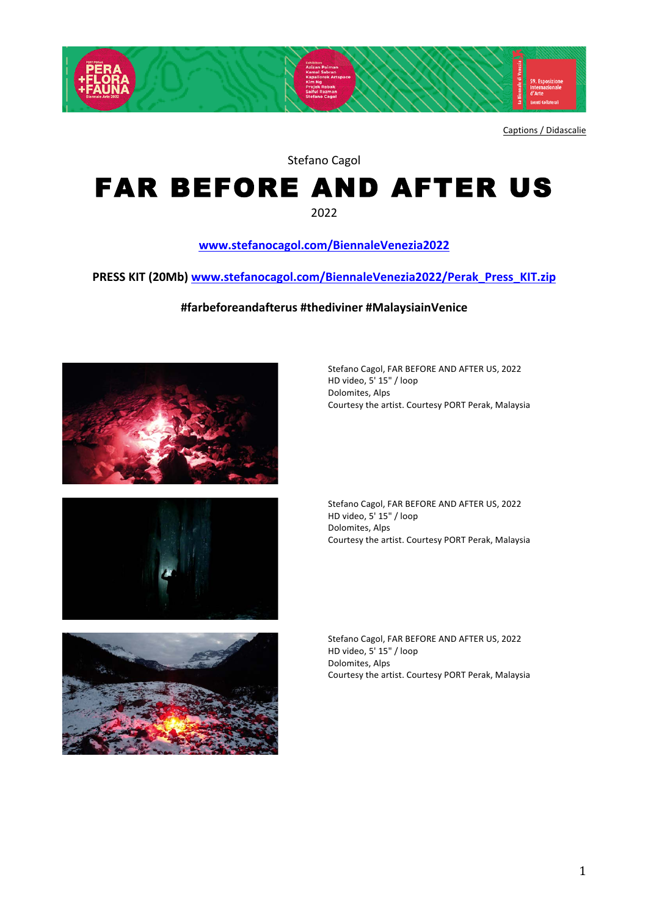Captions / Didascalie

Stefano Cagol

# FAR BEFORE AND AFTER US

2022

[www.stefanocagol.com/BiennaleVenezia2022](www.stefanocagol.com/BiennaleVenezia2022)

**PRESS KIT (20Mb) [www.stefanocagol.com/BiennaleVenezia2022/Perak_Press_KIT.zip](www.stefanocagol.com/BiennaleVenezia2022/Perak_Press_KIT.zip)**

**#farbeforeandafterus #thediviner #MalaysiainVenice**

Stefano Cagol, FAR BEFORE AND AFTER US, 2022
HD video, 5' 15" / loop
Dolomites, Alps
Courtesy the artist. Courtesy PORT Perak, Malaysia

Stefano Cagol, FAR BEFORE AND AFTER US, 2022
HD video, 5' 15" / loop
Dolomites, Alps
Courtesy the artist. Courtesy PORT Perak, Malaysia

Stefano Cagol, FAR BEFORE AND AFTER US, 2022
HD video, 5' 15" / loop
Dolomites, Alps
Courtesy the artist. Courtesy PORT Perak, Malaysia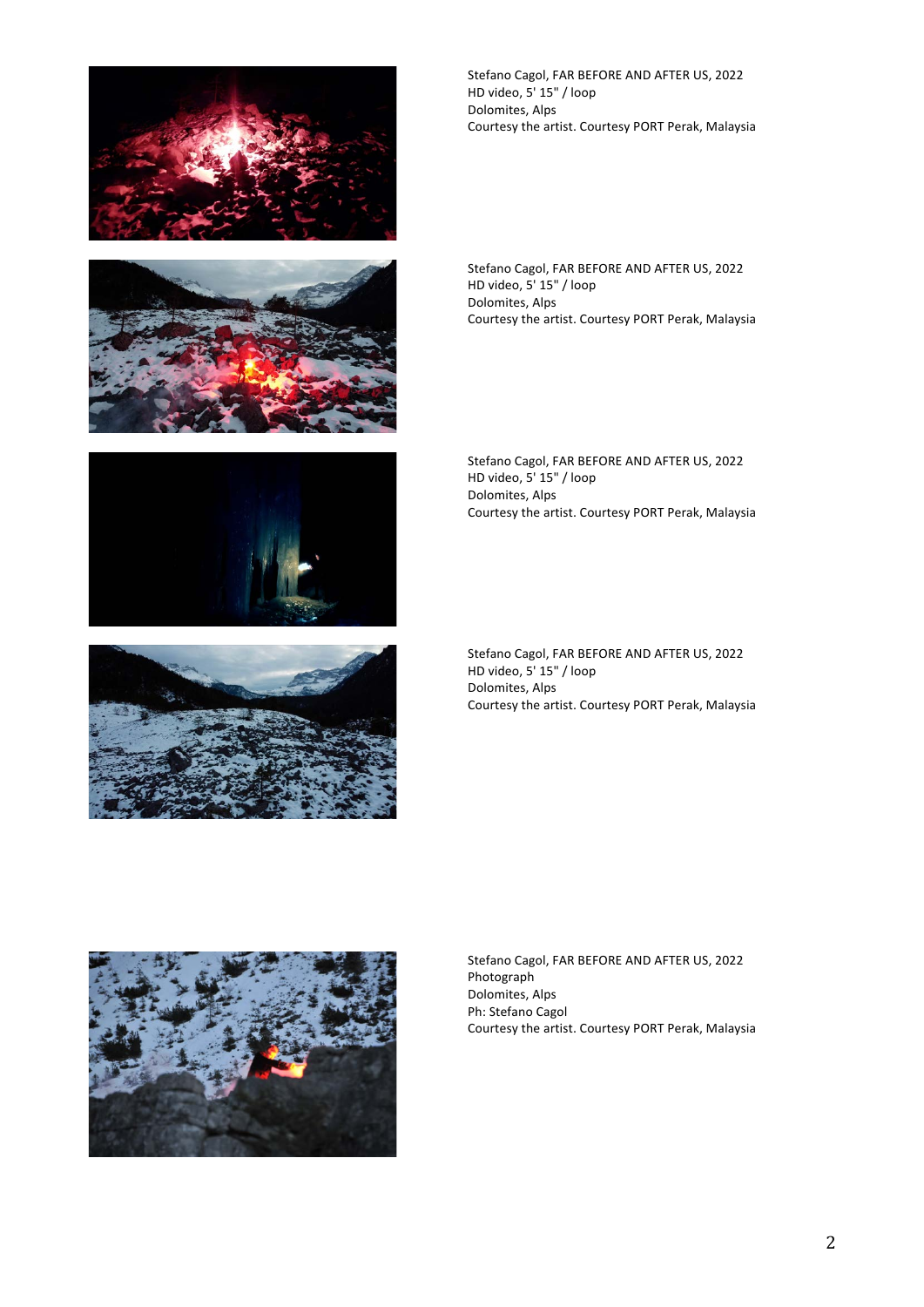Stefano Cagol, FAR BEFORE AND AFTER US, 2022
HD video, 5' 15" / loop
Dolomites, Alps
Courtesy the artist. Courtesy PORT Perak, Malaysia

Stefano Cagol, FAR BEFORE AND AFTER US, 2022
HD video, 5' 15" / loop
Dolomites, Alps
Courtesy the artist. Courtesy PORT Perak, Malaysia

Stefano Cagol, FAR BEFORE AND AFTER US, 2022
HD video, 5' 15" / loop
Dolomites, Alps
Courtesy the artist. Courtesy PORT Perak, Malaysia

Stefano Cagol, FAR BEFORE AND AFTER US, 2022
HD video, 5' 15" / loop
Dolomites, Alps
Courtesy the artist. Courtesy PORT Perak, Malaysia

Stefano Cagol, FAR BEFORE AND AFTER US, 2022
Photograph
Dolomites, Alps
Ph: Stefano Cagol
Courtesy the artist. Courtesy PORT Perak, Malaysia